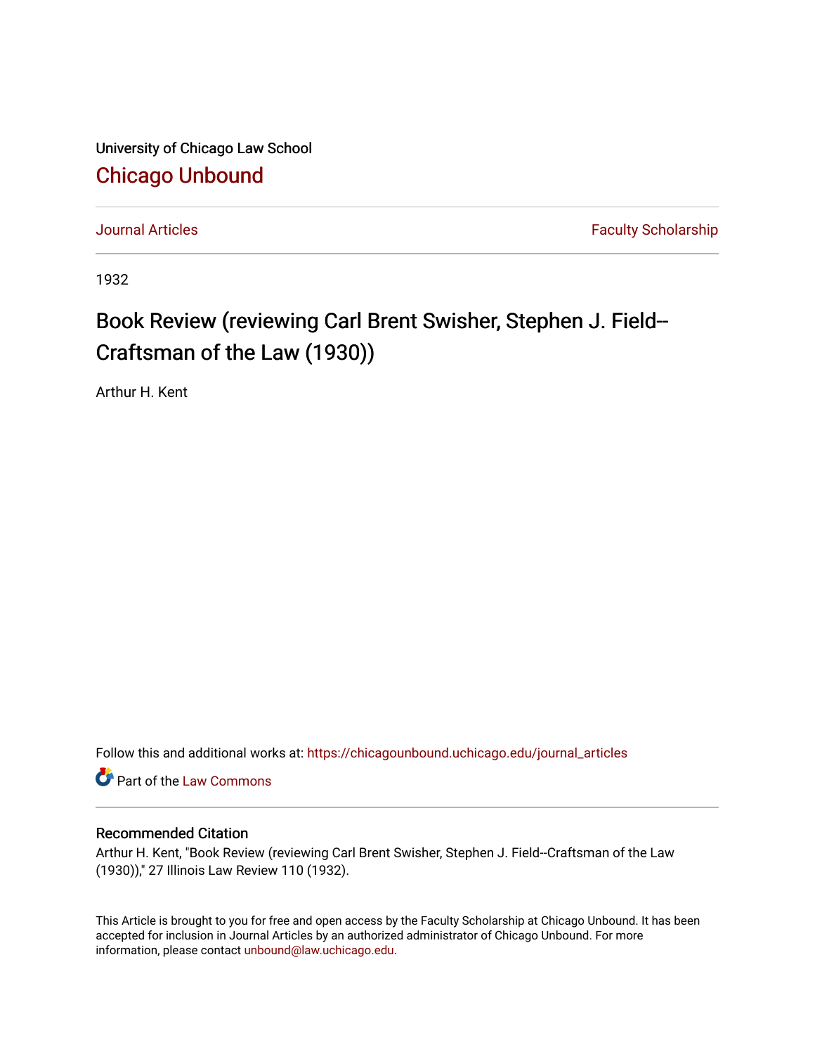University of Chicago Law School

## Chicago Unbound

Journal Articles | Faculty Scholarship

1932

# Book Review (reviewing Carl Brent Swisher, Stephen J. Field--Craftsman of the Law (1930))

Arthur H. Kent

Follow this and additional works at: https://chicagounbound.uchicago.edu/journal_articles

Part of the Law Commons

### Recommended Citation

Arthur H. Kent, "Book Review (reviewing Carl Brent Swisher, Stephen J. Field--Craftsman of the Law (1930))," 27 Illinois Law Review 110 (1932).

This Article is brought to you for free and open access by the Faculty Scholarship at Chicago Unbound. It has been accepted for inclusion in Journal Articles by an authorized administrator of Chicago Unbound. For more information, please contact unbound@law.uchicago.edu.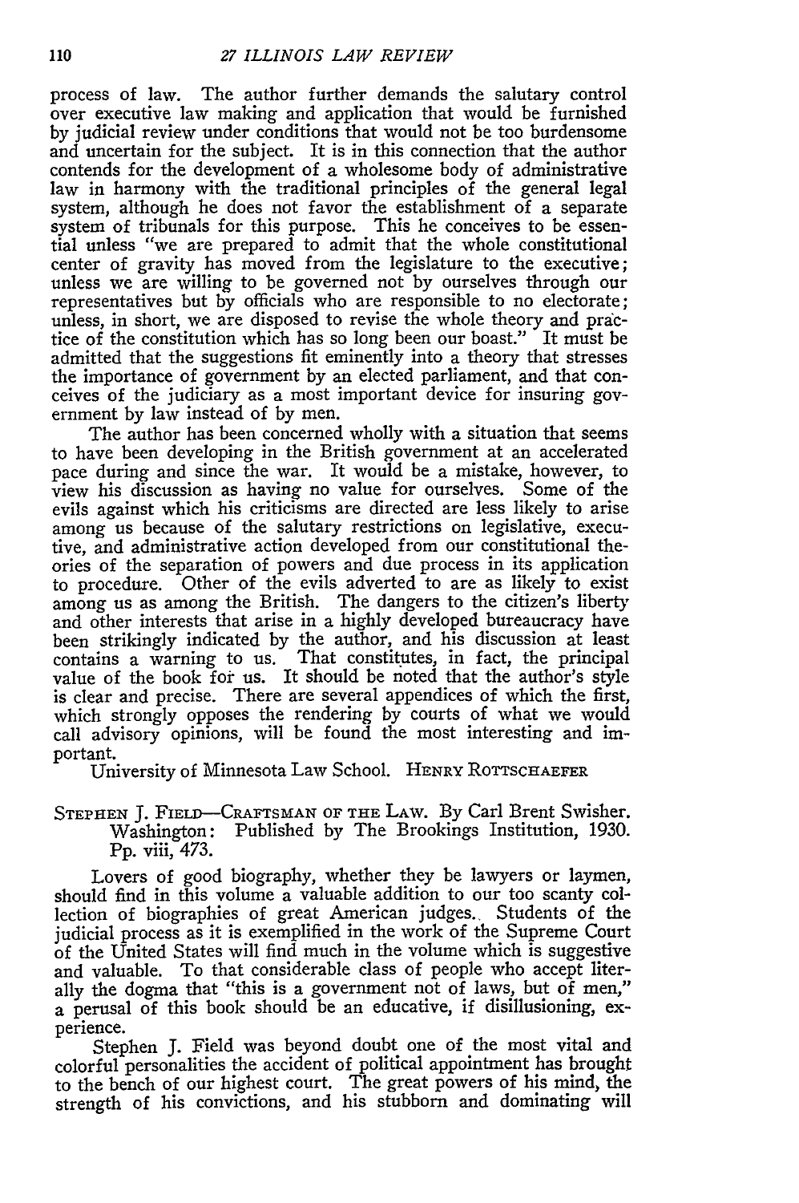process of law. The author further demands the salutary control over executive law making and application that would be furnished by judicial review under conditions that would not be too burdensome and uncertain for the subject. It is in this connection that the author contends for the development of a wholesome body of administrative law in harmony with the traditional principles of the general legal system, although he does not favor the establishment of a separate system of tribunals for this purpose. This he conceives to be essential unless "we are prepared to admit that the whole constitutional center of gravity has moved from the legislature to the executive; unless we are willing to be governed not by ourselves through our representatives but by officials who are responsible to no electorate; unless, in short, we are disposed to revise the whole theory and practice of the constitution which has so long been our boast." It must be admitted that the suggestions fit eminently into a theory that stresses the importance of government by an elected parliament, and that conceives of the judiciary as a most important device for insuring government by law instead of by men.

The author has been concerned wholly with a situation that seems to have been developing in the British government at an accelerated pace during and since the war. It would be a mistake, however, to view his discussion as having no value for ourselves. Some of the evils against which his criticisms are directed are less likely to arise among us because of the salutary restrictions on legislative, executive, and administrative action developed from our constitutional theories of the separation of powers and due process in its application to procedure. Other of the evils adverted to are as likely to exist among us as among the British. The dangers to the citizen's liberty and other interests that arise in a highly developed bureaucracy have been strikingly indicated by the author, and his discussion at least contains a warning to us. That constitutes, in fact, the principal value of the book for us. It should be noted that the author's style is clear and precise. There are several appendices of which the first, which strongly opposes the rendering by courts of what we would call advisory opinions, will be found the most interesting and important.

University of Minnesota Law School. HENRY ROTTSCHAEFER

STEPHEN J. FIELD—CRAFTSMAN OF THE LAW. By Carl Brent Swisher. Washington: Published by The Brookings Institution, 1930. Pp. viii, 473.

Lovers of good biography, whether they be lawyers or laymen, should find in this volume a valuable addition to our too scanty collection of biographies of great American judges. Students of the judicial process as it is exemplified in the work of the Supreme Court of the United States will find much in the volume which is suggestive and valuable. To that considerable class of people who accept literally the dogma that "this is a government not of laws, but of men," a perusal of this book should be an educative, if disillusioning, experience.

Stephen J. Field was beyond doubt one of the most vital and colorful personalities the accident of political appointment has brought to the bench of our highest court. The great powers of his mind, the strength of his convictions, and his stubborn and dominating will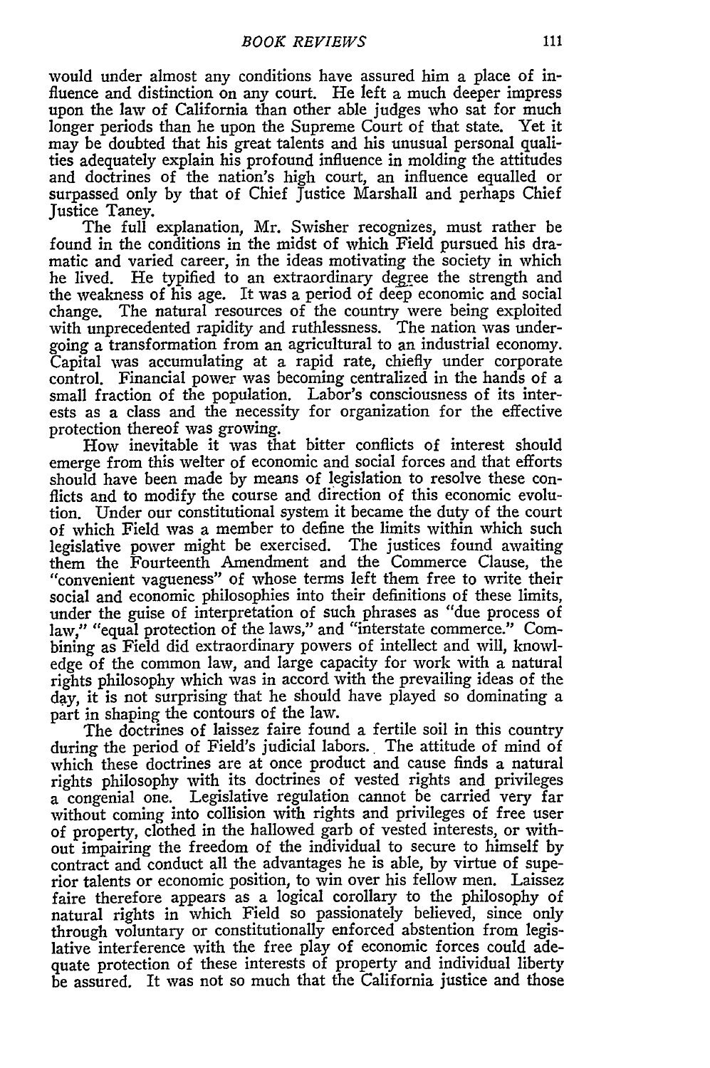would under almost any conditions have assured him a place of influence and distinction on any court. He left a much deeper impress upon the law of California than other able judges who sat for much longer periods than he upon the Supreme Court of that state. Yet it may be doubted that his great talents and his unusual personal qualities adequately explain his profound influence in molding the attitudes and doctrines of the nation's high court, an influence equalled or surpassed only by that of Chief Justice Marshall and perhaps Chief Justice Taney.

The full explanation, Mr. Swisher recognizes, must rather be found in the conditions in the midst of which Field pursued his dramatic and varied career, in the ideas motivating the society in which he lived. He typified to an extraordinary degree the strength and the weakness of his age. It was a period of deep economic and social change. The natural resources of the country were being exploited with unprecedented rapidity and ruthlessness. The nation was undergoing a transformation from an agricultural to an industrial economy. Capital was accumulating at a rapid rate, chiefly under corporate control. Financial power was becoming centralized in the hands of a small fraction of the population. Labor's consciousness of its interests as a class and the necessity for organization for the effective protection thereof was growing.

How inevitable it was that bitter conflicts of interest should emerge from this welter of economic and social forces and that efforts should have been made by means of legislation to resolve these conflicts and to modify the course and direction of this economic evolution. Under our constitutional system it became the duty of the court of which Field was a member to define the limits within which such legislative power might be exercised. The justices found awaiting them the Fourteenth Amendment and the Commerce Clause, the "convenient vagueness" of whose terms left them free to write their social and economic philosophies into their definitions of these limits, under the guise of interpretation of such phrases as "due process of law," "equal protection of the laws," and "interstate commerce." Combining as Field did extraordinary powers of intellect and will, knowledge of the common law, and large capacity for work with a natural rights philosophy which was in accord with the prevailing ideas of the day, it is not surprising that he should have played so dominating a part in shaping the contours of the law.

The doctrines of laissez faire found a fertile soil in this country during the period of Field's judicial labors. The attitude of mind of which these doctrines are at once product and cause finds a natural rights philosophy with its doctrines of vested rights and privileges a congenial one. Legislative regulation cannot be carried very far without coming into collision with rights and privileges of free user of property, clothed in the hallowed garb of vested interests, or without impairing the freedom of the individual to secure to himself by contract and conduct all the advantages he is able, by virtue of superior talents or economic position, to win over his fellow men. Laissez faire therefore appears as a logical corollary to the philosophy of natural rights in which Field so passionately believed, since only through voluntary or constitutionally enforced abstention from legislative interference with the free play of economic forces could adequate protection of these interests of property and individual liberty be assured. It was not so much that the California justice and those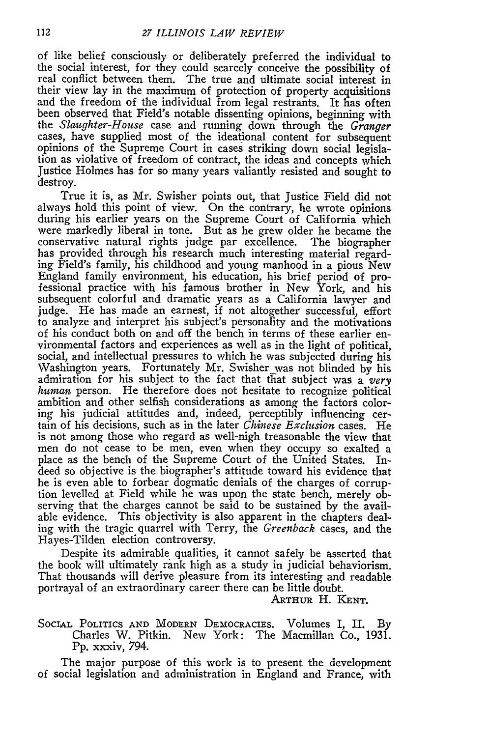of like belief consciously or deliberately preferred the individual to the social interest, for they could scarcely conceive the possibility of real conflict between them. The true and ultimate social interest in their view lay in the maximum of protection of property acquisitions and the freedom of the individual from legal restrants. It has often been observed that Field's notable dissenting opinions, beginning with the *Slaughter-House* case and running down through the *Granger* cases, have supplied most of the ideational content for subsequent opinions of the Supreme Court in cases striking down social legislation as violative of freedom of contract, the ideas and concepts which Justice Holmes has for so many years valiantly resisted and sought to destroy.

True it is, as Mr. Swisher points out, that Justice Field did not always hold this point of view. On the contrary, he wrote opinions during his earlier years on the Supreme Court of California which were markedly liberal in tone. But as he grew older he became the conservative natural rights judge par excellence. The biographer has provided through his research much interesting material regarding Field's family, his childhood and young manhood in a pious New England family environment, his education, his brief period of professional practice with his famous brother in New York, and his subsequent colorful and dramatic years as a California lawyer and judge. He has made an earnest, if not altogether successful, effort to analyze and interpret his subject's personality and the motivations of his conduct both on and off the bench in terms of these earlier environmental factors and experiences as well as in the light of political, social, and intellectual pressures to which he was subjected during his Washington years. Fortunately Mr. Swisher was not blinded by his admiration for his subject to the fact that that subject was a *very human* person. He therefore does not hesitate to recognize political ambition and other selfish considerations as among the factors coloring his judicial attitudes and, indeed, perceptibly influencing certain of his decisions, such as in the later *Chinese Exclusion* cases. He is not among those who regard as well-nigh treasonable the view that men do not cease to be men, even when they occupy so exalted a place as the bench of the Supreme Court of the United States. Indeed so objective is the biographer's attitude toward his evidence that he is even able to forbear dogmatic denials of the charges of corruption levelled at Field while he was upon the state bench, merely observing that the charges cannot be said to be sustained by the available evidence. This objectivity is also apparent in the chapters dealing with the tragic quarrel with Terry, the *Greenback* cases, and the Hayes-Tilden election controversy.

Despite its admirable qualities, it cannot safely be asserted that the book will ultimately rank high as a study in judicial behaviorism. That thousands will derive pleasure from its interesting and readable portrayal of an extraordinary career there can be little doubt.

ARTHUR H. KENT.

SOCIAL POLITICS AND MODERN DEMOCRACIES. Volumes I, II. By Charles W. Pitkin. New York: The Macmillan Co., 1931. Pp. xxxiv, 794.

The major purpose of this work is to present the development of social legislation and administration in England and France, with